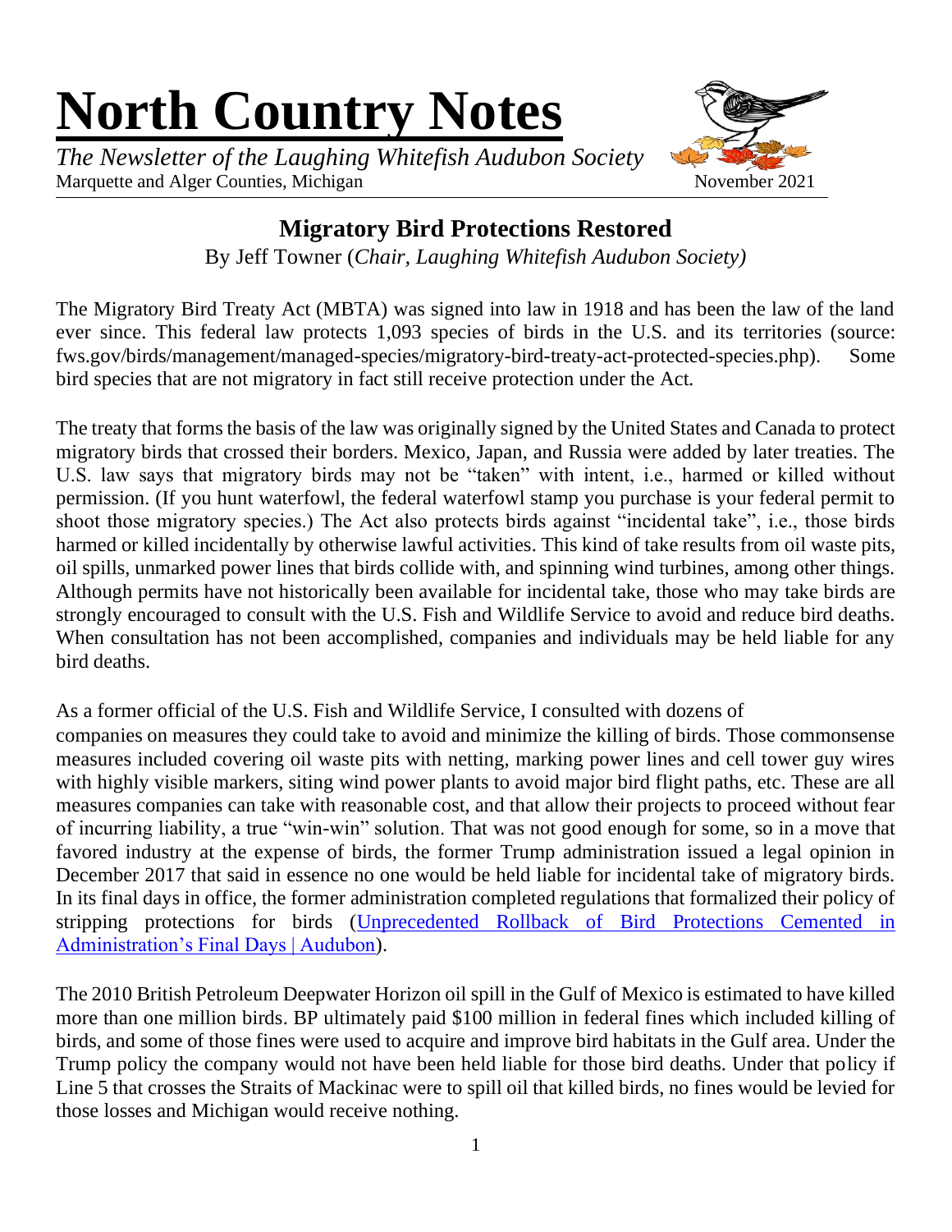# North Country Notes

*The Newsletter of the Laughing Whitefish Audubon Society*
Marquette and Alger Counties, Michigan

November 2021

## Migratory Bird Protections Restored

By Jeff Towner (*Chair, Laughing Whitefish Audubon Society)*

The Migratory Bird Treaty Act (MBTA) was signed into law in 1918 and has been the law of the land ever since. This federal law protects 1,093 species of birds in the U.S. and its territories (source: fws.gov/birds/management/managed-species/migratory-bird-treaty-act-protected-species.php). Some bird species that are not migratory in fact still receive protection under the Act.

The treaty that forms the basis of the law was originally signed by the United States and Canada to protect migratory birds that crossed their borders. Mexico, Japan, and Russia were added by later treaties. The U.S. law says that migratory birds may not be "taken" with intent, i.e., harmed or killed without permission. (If you hunt waterfowl, the federal waterfowl stamp you purchase is your federal permit to shoot those migratory species.) The Act also protects birds against "incidental take", i.e., those birds harmed or killed incidentally by otherwise lawful activities. This kind of take results from oil waste pits, oil spills, unmarked power lines that birds collide with, and spinning wind turbines, among other things. Although permits have not historically been available for incidental take, those who may take birds are strongly encouraged to consult with the U.S. Fish and Wildlife Service to avoid and reduce bird deaths. When consultation has not been accomplished, companies and individuals may be held liable for any bird deaths.

As a former official of the U.S. Fish and Wildlife Service, I consulted with dozens of companies on measures they could take to avoid and minimize the killing of birds. Those commonsense measures included covering oil waste pits with netting, marking power lines and cell tower guy wires with highly visible markers, siting wind power plants to avoid major bird flight paths, etc. These are all measures companies can take with reasonable cost, and that allow their projects to proceed without fear of incurring liability, a true "win-win" solution. That was not good enough for some, so in a move that favored industry at the expense of birds, the former Trump administration issued a legal opinion in December 2017 that said in essence no one would be held liable for incidental take of migratory birds. In its final days in office, the former administration completed regulations that formalized their policy of stripping protections for birds (Unprecedented Rollback of Bird Protections Cemented in Administration's Final Days | Audubon).

The 2010 British Petroleum Deepwater Horizon oil spill in the Gulf of Mexico is estimated to have killed more than one million birds. BP ultimately paid $100 million in federal fines which included killing of birds, and some of those fines were used to acquire and improve bird habitats in the Gulf area. Under the Trump policy the company would not have been held liable for those bird deaths. Under that policy if Line 5 that crosses the Straits of Mackinac were to spill oil that killed birds, no fines would be levied for those losses and Michigan would receive nothing.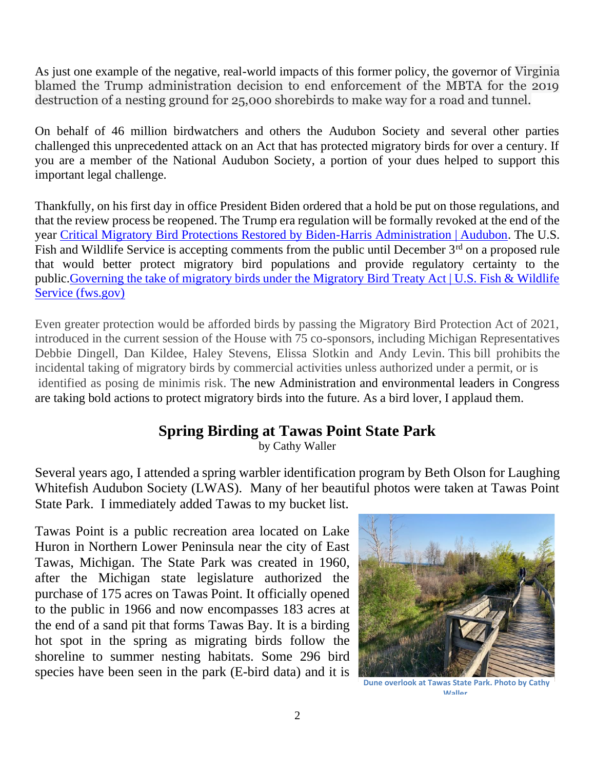As just one example of the negative, real-world impacts of this former policy, the governor of Virginia blamed the Trump administration decision to end enforcement of the MBTA for the 2019 destruction of a nesting ground for 25,000 shorebirds to make way for a road and tunnel.

On behalf of 46 million birdwatchers and others the Audubon Society and several other parties challenged this unprecedented attack on an Act that has protected migratory birds for over a century. If you are a member of the National Audubon Society, a portion of your dues helped to support this important legal challenge.

Thankfully, on his first day in office President Biden ordered that a hold be put on those regulations, and that the review process be reopened. The Trump era regulation will be formally revoked at the end of the year [Critical Migratory Bird Protections Restored by Biden-Harris Administration | Audubon]. The U.S. Fish and Wildlife Service is accepting comments from the public until December 3rd on a proposed rule that would better protect migratory bird populations and provide regulatory certainty to the public.[Governing the take of migratory birds under the Migratory Bird Treaty Act | U.S. Fish & Wildlife Service (fws.gov)]

Even greater protection would be afforded birds by passing the Migratory Bird Protection Act of 2021, introduced in the current session of the House with 75 co-sponsors, including Michigan Representatives Debbie Dingell, Dan Kildee, Haley Stevens, Elissa Slotkin and Andy Levin. This bill prohibits the incidental taking of migratory birds by commercial activities unless authorized under a permit, or is identified as posing de minimis risk. The new Administration and environmental leaders in Congress are taking bold actions to protect migratory birds into the future. As a bird lover, I applaud them.

## Spring Birding at Tawas Point State Park

by Cathy Waller

Several years ago, I attended a spring warbler identification program by Beth Olson for Laughing Whitefish Audubon Society (LWAS). Many of her beautiful photos were taken at Tawas Point State Park. I immediately added Tawas to my bucket list.

Tawas Point is a public recreation area located on Lake Huron in Northern Lower Peninsula near the city of East Tawas, Michigan. The State Park was created in 1960, after the Michigan state legislature authorized the purchase of 175 acres on Tawas Point. It officially opened to the public in 1966 and now encompasses 183 acres at the end of a sand pit that forms Tawas Bay. It is a birding hot spot in the spring as migrating birds follow the shoreline to summer nesting habitats. Some 296 bird species have been seen in the park (E-bird data) and it is

Dune overlook at Tawas State Park. Photo by Cathy Waller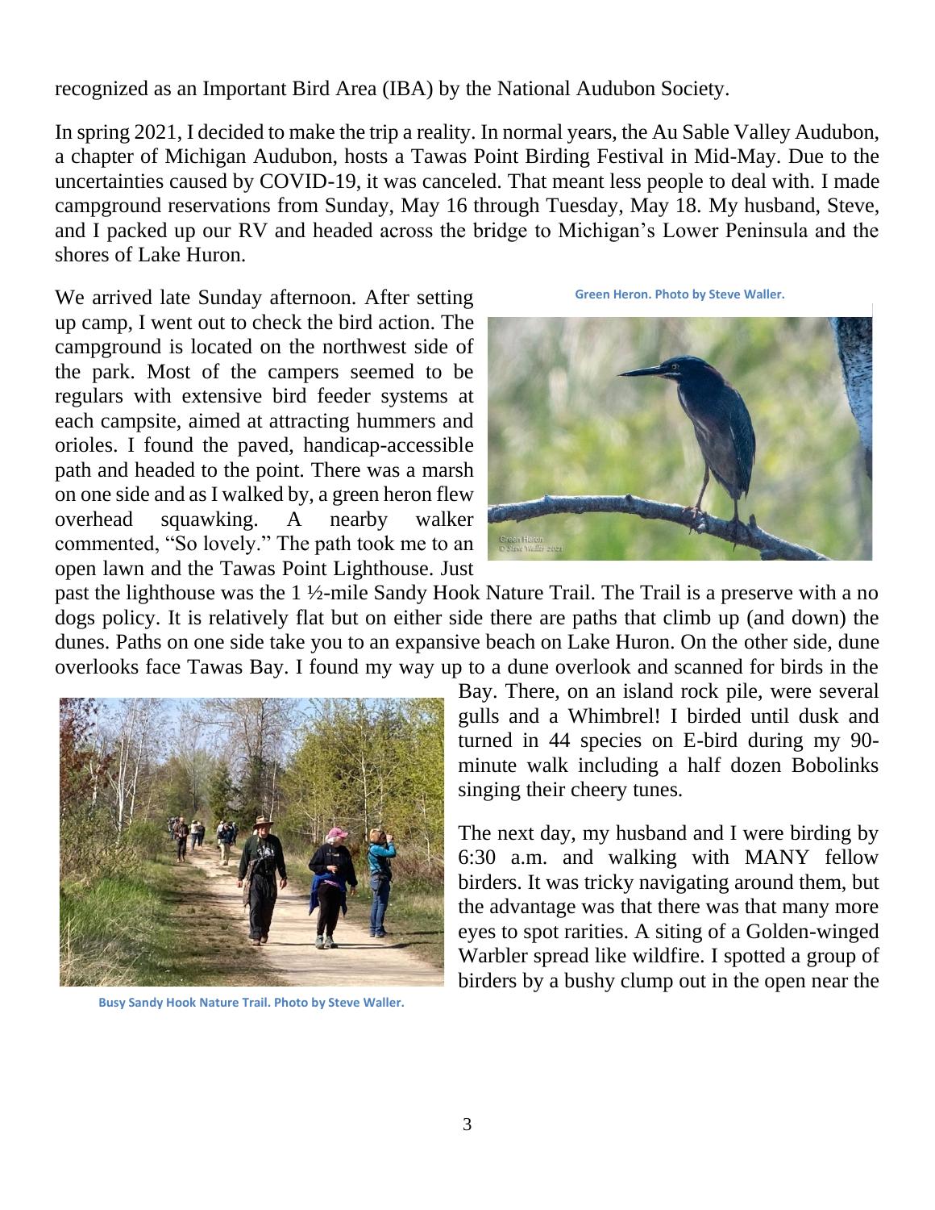recognized as an Important Bird Area (IBA) by the National Audubon Society.

In spring 2021, I decided to make the trip a reality. In normal years, the Au Sable Valley Audubon, a chapter of Michigan Audubon, hosts a Tawas Point Birding Festival in Mid-May. Due to the uncertainties caused by COVID-19, it was canceled. That meant less people to deal with. I made campground reservations from Sunday, May 16 through Tuesday, May 18. My husband, Steve, and I packed up our RV and headed across the bridge to Michigan's Lower Peninsula and the shores of Lake Huron.

Green Heron. Photo by Steve Waller.

We arrived late Sunday afternoon. After setting up camp, I went out to check the bird action. The campground is located on the northwest side of the park. Most of the campers seemed to be regulars with extensive bird feeder systems at each campsite, aimed at attracting hummers and orioles. I found the paved, handicap-accessible path and headed to the point. There was a marsh on one side and as I walked by, a green heron flew overhead squawking. A nearby walker commented, "So lovely." The path took me to an open lawn and the Tawas Point Lighthouse. Just past the lighthouse was the 1 ½-mile Sandy Hook Nature Trail. The Trail is a preserve with a no dogs policy. It is relatively flat but on either side there are paths that climb up (and down) the dunes. Paths on one side take you to an expansive beach on Lake Huron. On the other side, dune overlooks face Tawas Bay. I found my way up to a dune overlook and scanned for birds in the Bay. There, on an island rock pile, were several gulls and a Whimbrel! I birded until dusk and turned in 44 species on E-bird during my 90-minute walk including a half dozen Bobolinks singing their cheery tunes.

Busy Sandy Hook Nature Trail. Photo by Steve Waller.

The next day, my husband and I were birding by 6:30 a.m. and walking with MANY fellow birders. It was tricky navigating around them, but the advantage was that there was that many more eyes to spot rarities. A siting of a Golden-winged Warbler spread like wildfire. I spotted a group of birders by a bushy clump out in the open near the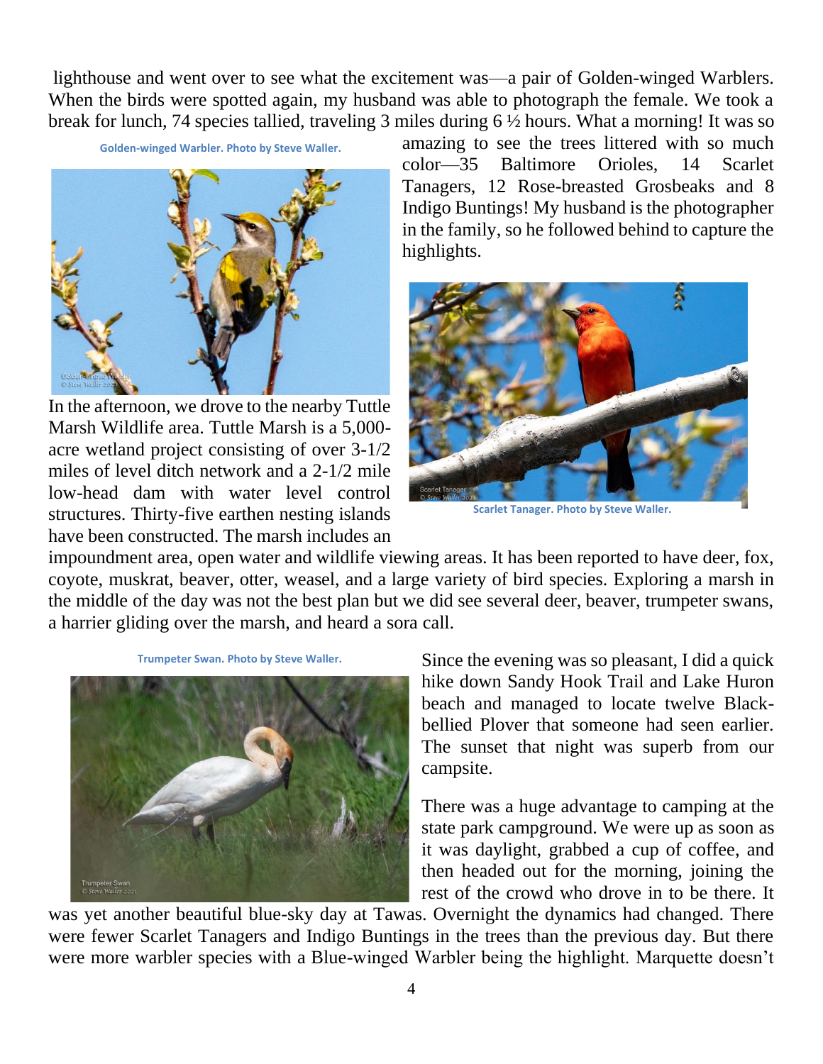lighthouse and went over to see what the excitement was—a pair of Golden-winged Warblers. When the birds were spotted again, my husband was able to photograph the female. We took a break for lunch, 74 species tallied, traveling 3 miles during 6 ½ hours. What a morning! It was so amazing to see the trees littered with so much color—35 Baltimore Orioles, 14 Scarlet Tanagers, 12 Rose-breasted Grosbeaks and 8 Indigo Buntings! My husband is the photographer in the family, so he followed behind to capture the highlights.

Golden-winged Warbler. Photo by Steve Waller.

Scarlet Tanager. Photo by Steve Waller.

In the afternoon, we drove to the nearby Tuttle Marsh Wildlife area. Tuttle Marsh is a 5,000-acre wetland project consisting of over 3-1/2 miles of level ditch network and a 2-1/2 mile low-head dam with water level control structures. Thirty-five earthen nesting islands have been constructed. The marsh includes an impoundment area, open water and wildlife viewing areas. It has been reported to have deer, fox, coyote, muskrat, beaver, otter, weasel, and a large variety of bird species. Exploring a marsh in the middle of the day was not the best plan but we did see several deer, beaver, trumpeter swans, a harrier gliding over the marsh, and heard a sora call.

Trumpeter Swan. Photo by Steve Waller.

Since the evening was so pleasant, I did a quick hike down Sandy Hook Trail and Lake Huron beach and managed to locate twelve Black-bellied Plover that someone had seen earlier. The sunset that night was superb from our campsite.

There was a huge advantage to camping at the state park campground. We were up as soon as it was daylight, grabbed a cup of coffee, and then headed out for the morning, joining the rest of the crowd who drove in to be there. It was yet another beautiful blue-sky day at Tawas. Overnight the dynamics had changed. There were fewer Scarlet Tanagers and Indigo Buntings in the trees than the previous day. But there were more warbler species with a Blue-winged Warbler being the highlight. Marquette doesn't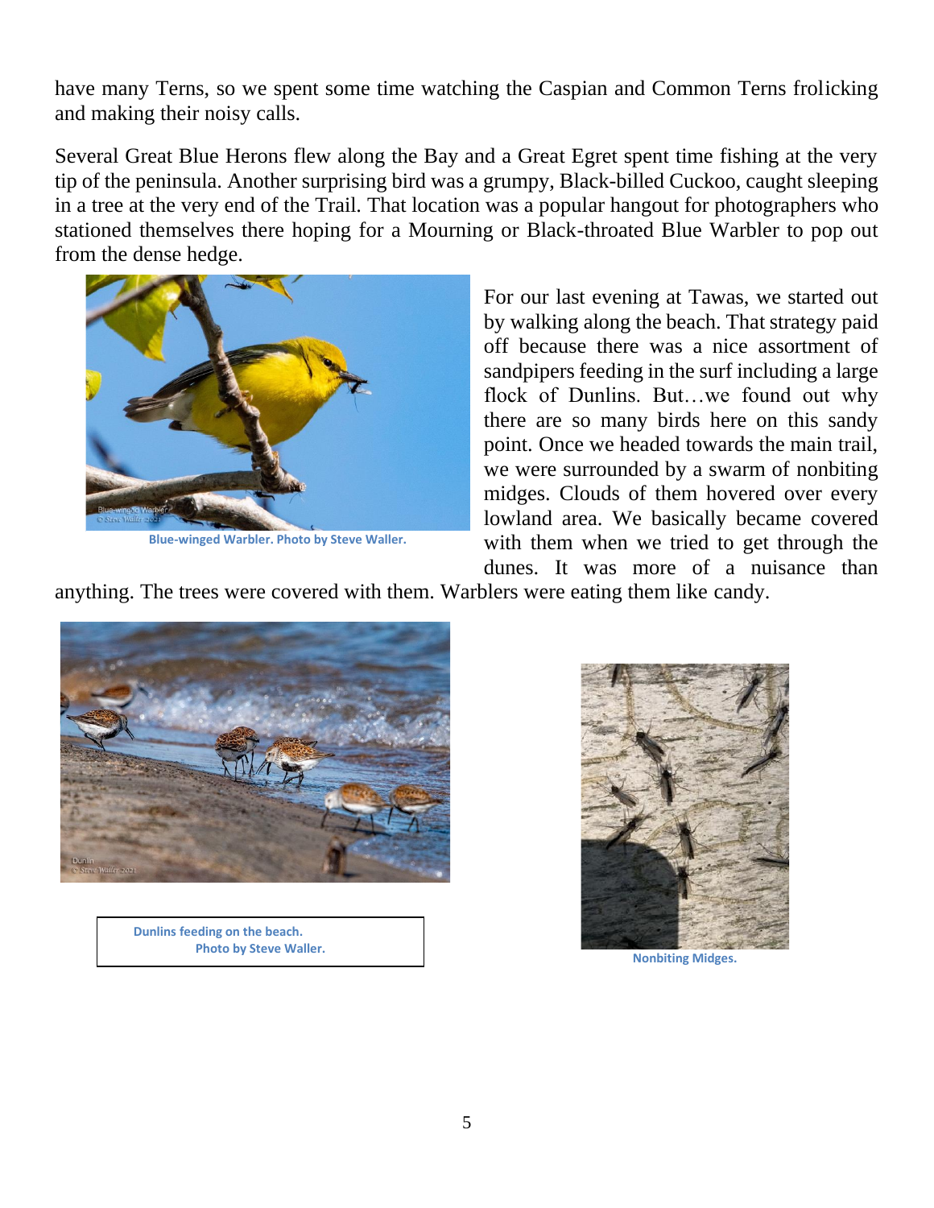have many Terns, so we spent some time watching the Caspian and Common Terns frolicking and making their noisy calls.

Several Great Blue Herons flew along the Bay and a Great Egret spent time fishing at the very tip of the peninsula. Another surprising bird was a grumpy, Black-billed Cuckoo, caught sleeping in a tree at the very end of the Trail. That location was a popular hangout for photographers who stationed themselves there hoping for a Mourning or Black-throated Blue Warbler to pop out from the dense hedge.

Blue-winged Warbler. Photo by Steve Waller.

For our last evening at Tawas, we started out by walking along the beach. That strategy paid off because there was a nice assortment of sandpipers feeding in the surf including a large flock of Dunlins. But…we found out why there are so many birds here on this sandy point. Once we headed towards the main trail, we were surrounded by a swarm of nonbiting midges. Clouds of them hovered over every lowland area. We basically became covered with them when we tried to get through the dunes. It was more of a nuisance than anything. The trees were covered with them. Warblers were eating them like candy.

Dunlins feeding on the beach. Photo by Steve Waller.

Nonbiting Midges.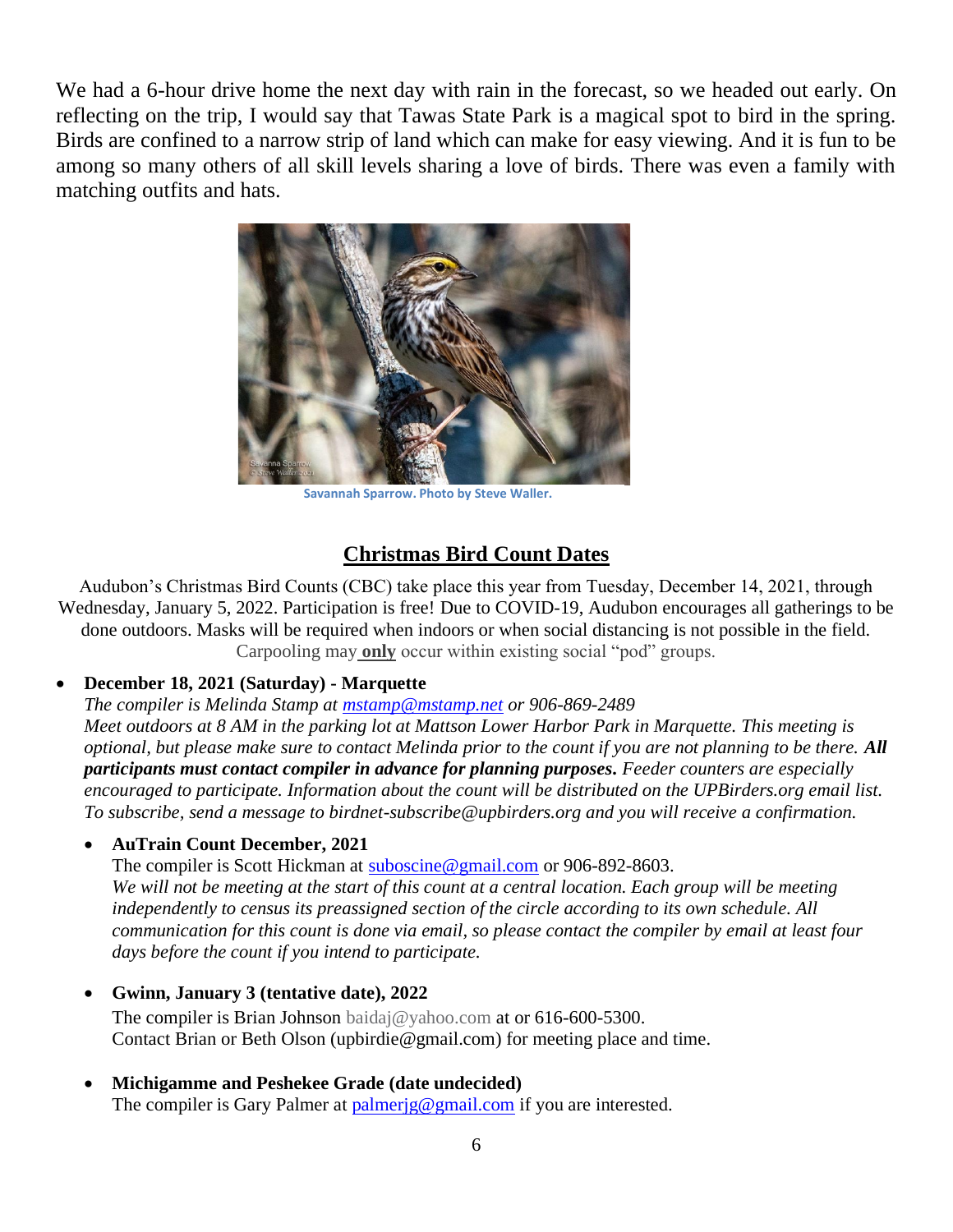We had a 6-hour drive home the next day with rain in the forecast, so we headed out early. On reflecting on the trip, I would say that Tawas State Park is a magical spot to bird in the spring. Birds are confined to a narrow strip of land which can make for easy viewing. And it is fun to be among so many others of all skill levels sharing a love of birds. There was even a family with matching outfits and hats.

Savannah Sparrow. Photo by Steve Waller.

## Christmas Bird Count Dates

Audubon's Christmas Bird Counts (CBC) take place this year from Tuesday, December 14, 2021, through Wednesday, January 5, 2022. Participation is free! Due to COVID-19, Audubon encourages all gatherings to be done outdoors. Masks will be required when indoors or when social distancing is not possible in the field. Carpooling may **only** occur within existing social "pod" groups.

- **December 18, 2021 (Saturday) - Marquette**
  *The compiler is Melinda Stamp at mstamp@mstamp.net or 906-869-2489*
  *Meet outdoors at 8 AM in the parking lot at Mattson Lower Harbor Park in Marquette. This meeting is optional, but please make sure to contact Melinda prior to the count if you are not planning to be there.* ***All participants must contact compiler in advance for planning purposes.*** *Feeder counters are especially encouraged to participate. Information about the count will be distributed on the UPBirders.org email list. To subscribe, send a message to birdnet-subscribe@upbirders.org and you will receive a confirmation.*

- **AuTrain Count December, 2021**
  The compiler is Scott Hickman at suboscine@gmail.com or 906-892-8603.
  *We will not be meeting at the start of this count at a central location. Each group will be meeting independently to census its preassigned section of the circle according to its own schedule. All communication for this count is done via email, so please contact the compiler by email at least four days before the count if you intend to participate.*

- **Gwinn, January 3 (tentative date), 2022**
  The compiler is Brian Johnson baidaj@yahoo.com at or 616-600-5300.
  Contact Brian or Beth Olson (upbirdie@gmail.com) for meeting place and time.

- **Michigamme and Peshekee Grade (date undecided)**
  The compiler is Gary Palmer at palmerjg@gmail.com if you are interested.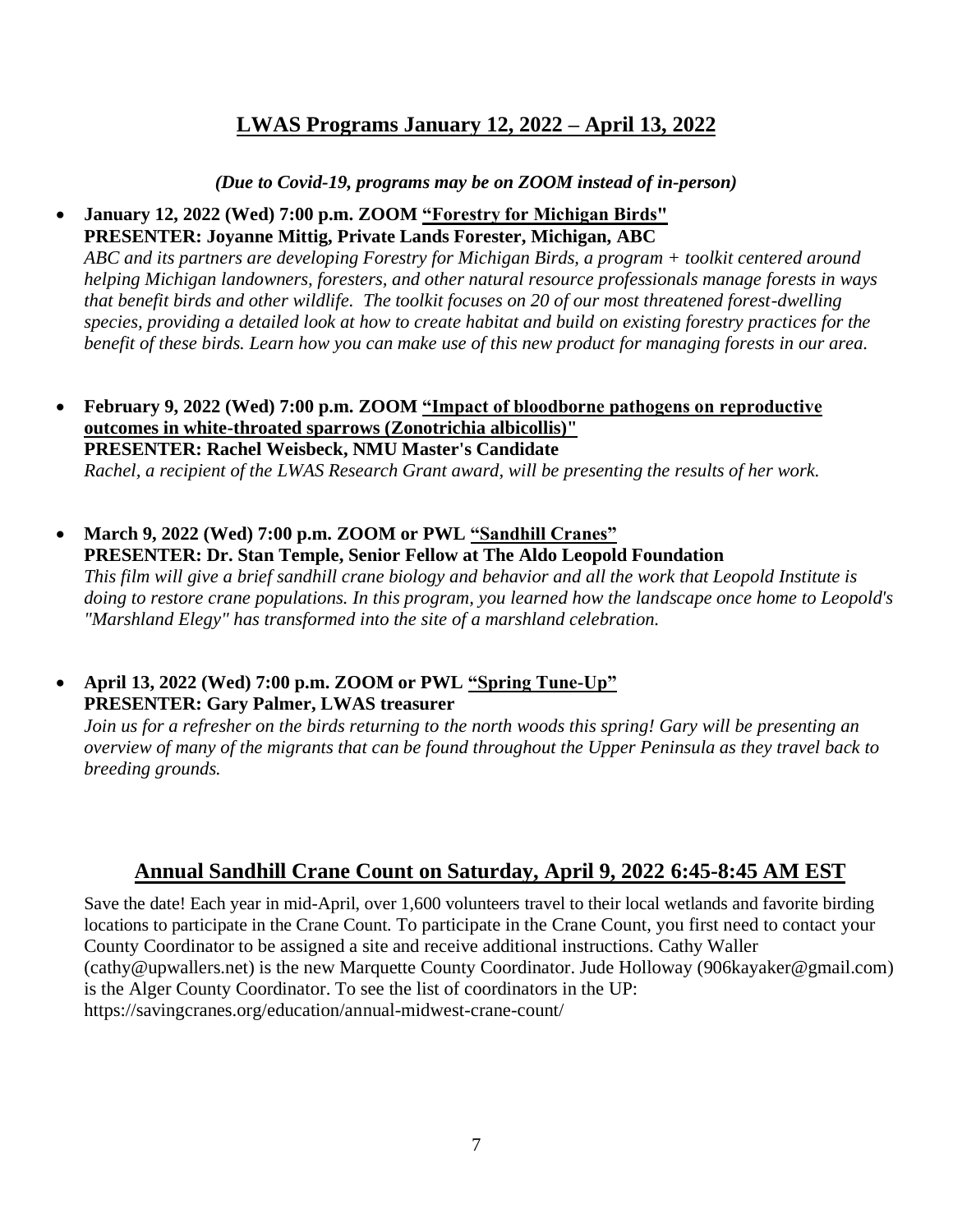## LWAS Programs January 12, 2022 – April 13, 2022

***(Due to Covid-19, programs may be on ZOOM instead of in-person)***

- **January 12, 2022 (Wed) 7:00 p.m. ZOOM "Forestry for Michigan Birds"**
  **PRESENTER: Joyanne Mittig, Private Lands Forester, Michigan, ABC**
  *ABC and its partners are developing Forestry for Michigan Birds, a program + toolkit centered around helping Michigan landowners, foresters, and other natural resource professionals manage forests in ways that benefit birds and other wildlife. The toolkit focuses on 20 of our most threatened forest-dwelling species, providing a detailed look at how to create habitat and build on existing forestry practices for the benefit of these birds. Learn how you can make use of this new product for managing forests in our area.*

- **February 9, 2022 (Wed) 7:00 p.m. ZOOM "Impact of bloodborne pathogens on reproductive outcomes in white-throated sparrows (Zonotrichia albicollis)"**
  **PRESENTER: Rachel Weisbeck, NMU Master's Candidate**
  *Rachel, a recipient of the LWAS Research Grant award, will be presenting the results of her work.*

- **March 9, 2022 (Wed) 7:00 p.m. ZOOM or PWL "Sandhill Cranes"**
  **PRESENTER: Dr. Stan Temple, Senior Fellow at The Aldo Leopold Foundation**
  *This film will give a brief sandhill crane biology and behavior and all the work that Leopold Institute is doing to restore crane populations. In this program, you learned how the landscape once home to Leopold's "Marshland Elegy" has transformed into the site of a marshland celebration.*

- **April 13, 2022 (Wed) 7:00 p.m. ZOOM or PWL "Spring Tune-Up"**
  **PRESENTER: Gary Palmer, LWAS treasurer**
  *Join us for a refresher on the birds returning to the north woods this spring! Gary will be presenting an overview of many of the migrants that can be found throughout the Upper Peninsula as they travel back to breeding grounds.*

## Annual Sandhill Crane Count on Saturday, April 9, 2022 6:45-8:45 AM EST

Save the date! Each year in mid-April, over 1,600 volunteers travel to their local wetlands and favorite birding locations to participate in the Crane Count. To participate in the Crane Count, you first need to contact your County Coordinator to be assigned a site and receive additional instructions. Cathy Waller (cathy@upwallers.net) is the new Marquette County Coordinator. Jude Holloway (906kayaker@gmail.com) is the Alger County Coordinator. To see the list of coordinators in the UP: https://savingcranes.org/education/annual-midwest-crane-count/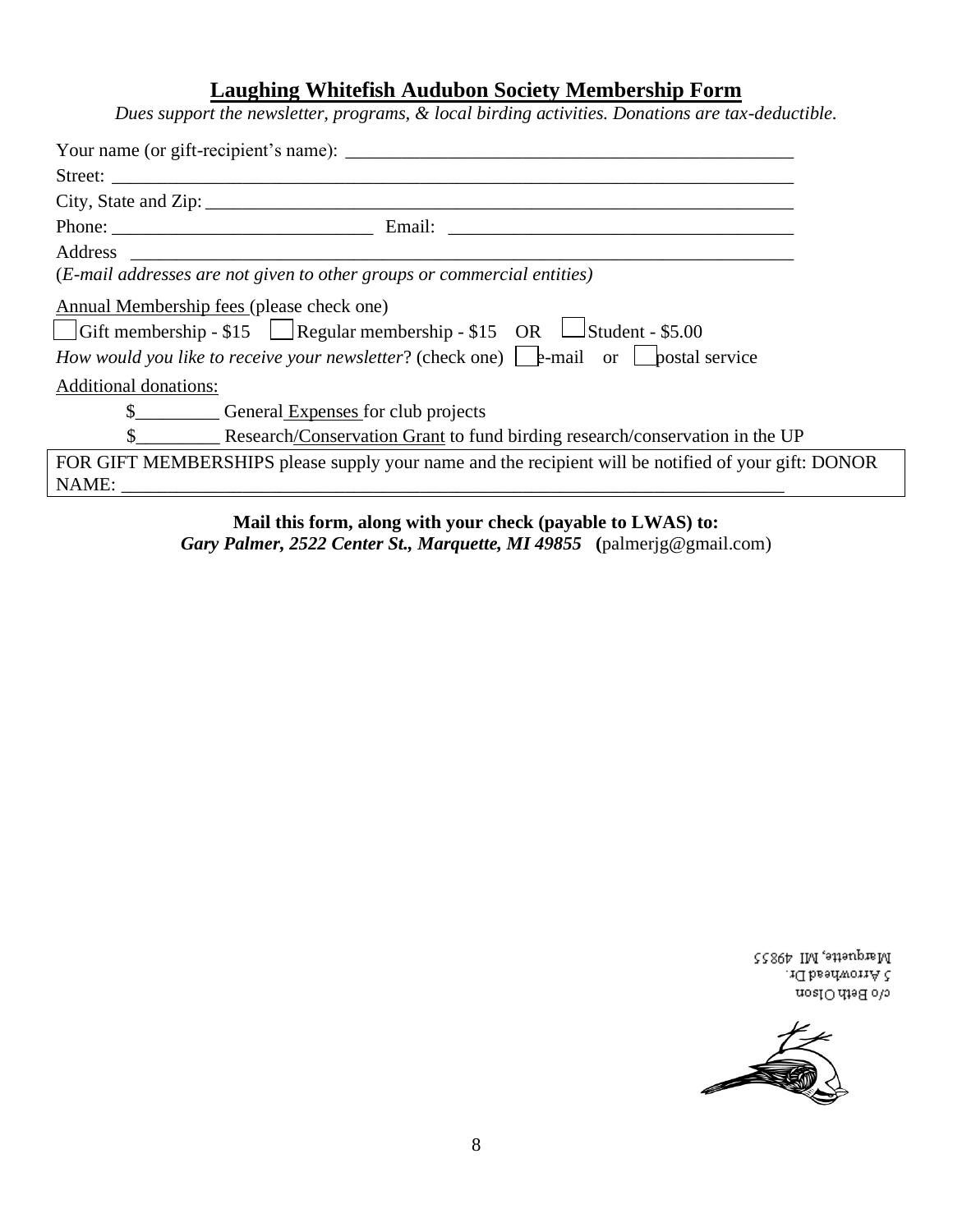## Laughing Whitefish Audubon Society Membership Form

*Dues support the newsletter, programs, & local birding activities. Donations are tax-deductible.*

Your name (or gift-recipient's name): ________________________________________________

Street: ___________________________________________________________________________

City, State and Zip: _________________________________________________________________

Phone: ____________________________ Email: _____________________________________

Address ___________________________________________________________________________

(*E-mail addresses are not given to other groups or commercial entities)*

Annual Membership fees (please check one)

☐ Gift membership - $15 ☐ Regular membership - $15 OR ☐ Student - $5.00

*How would you like to receive your newsletter*? (check one) ☐ e-mail or ☐ postal service

Additional donations:

$_________ General Expenses for club projects

$_________ Research/Conservation Grant to fund birding research/conservation in the UP

FOR GIFT MEMBERSHIPS please supply your name and the recipient will be notified of your gift: DONOR NAME: ___________________________________________________________________________

**Mail this form, along with your check (payable to LWAS) to:**
***Gary Palmer, 2522 Center St., Marquette, MI 49855*** **(**palmerjg@gmail.com)

c/o Beth Olson
5 Arrowhead Dr.
Marquette, MI 49855